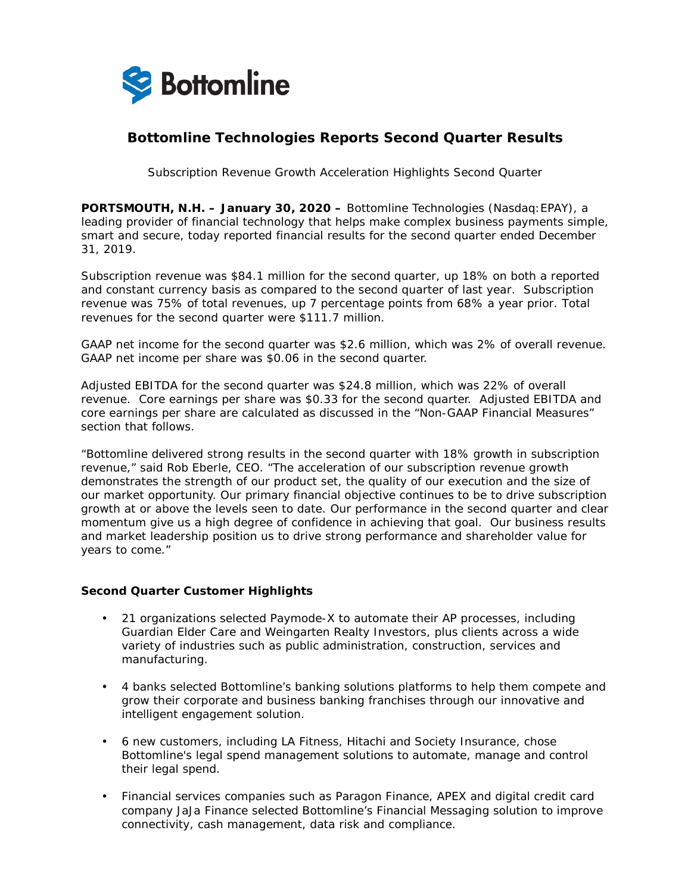# Bottomline Technologies Reports Second Quarter Results

Subscription Revenue Growth Acceleration Highlights Second Quarter

**PORTSMOUTH, N.H. – January 30, 2020 –** Bottomline Technologies (Nasdaq:EPAY), a leading provider of financial technology that helps make complex business payments simple, smart and secure, today reported financial results for the second quarter ended December 31, 2019.

Subscription revenue was $84.1 million for the second quarter, up 18% on both a reported and constant currency basis as compared to the second quarter of last year. Subscription revenue was 75% of total revenues, up 7 percentage points from 68% a year prior. Total revenues for the second quarter were $111.7 million.

GAAP net income for the second quarter was $2.6 million, which was 2% of overall revenue. GAAP net income per share was $0.06 in the second quarter.

Adjusted EBITDA for the second quarter was $24.8 million, which was 22% of overall revenue. Core earnings per share was $0.33 for the second quarter. Adjusted EBITDA and core earnings per share are calculated as discussed in the "Non-GAAP Financial Measures" section that follows.

"Bottomline delivered strong results in the second quarter with 18% growth in subscription revenue," said Rob Eberle, CEO. "The acceleration of our subscription revenue growth demonstrates the strength of our product set, the quality of our execution and the size of our market opportunity. Our primary financial objective continues to be to drive subscription growth at or above the levels seen to date. Our performance in the second quarter and clear momentum give us a high degree of confidence in achieving that goal. Our business results and market leadership position us to drive strong performance and shareholder value for years to come."

**Second Quarter Customer Highlights**

- 21 organizations selected Paymode-X to automate their AP processes, including Guardian Elder Care and Weingarten Realty Investors, plus clients across a wide variety of industries such as public administration, construction, services and manufacturing.
- 4 banks selected Bottomline's banking solutions platforms to help them compete and grow their corporate and business banking franchises through our innovative and intelligent engagement solution.
- 6 new customers, including LA Fitness, Hitachi and Society Insurance, chose Bottomline's legal spend management solutions to automate, manage and control their legal spend.
- Financial services companies such as Paragon Finance, APEX and digital credit card company JaJa Finance selected Bottomline's Financial Messaging solution to improve connectivity, cash management, data risk and compliance.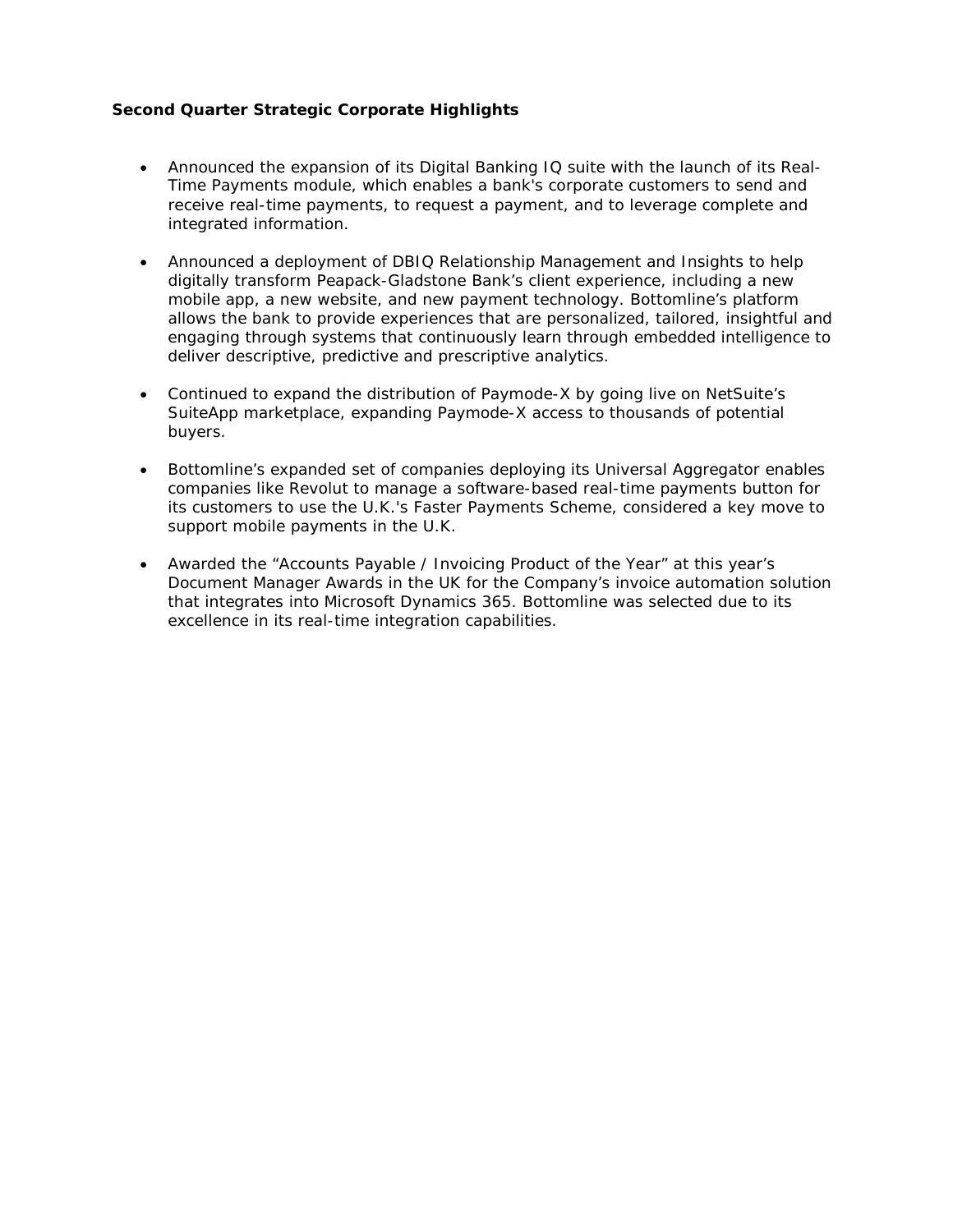**Second Quarter Strategic Corporate Highlights**

- Announced the expansion of its Digital Banking IQ suite with the launch of its Real-Time Payments module, which enables a bank's corporate customers to send and receive real-time payments, to request a payment, and to leverage complete and integrated information.

- Announced a deployment of DBIQ Relationship Management and Insights to help digitally transform Peapack-Gladstone Bank's client experience, including a new mobile app, a new website, and new payment technology. Bottomline's platform allows the bank to provide experiences that are personalized, tailored, insightful and engaging through systems that continuously learn through embedded intelligence to deliver descriptive, predictive and prescriptive analytics.

- Continued to expand the distribution of Paymode-X by going live on NetSuite's SuiteApp marketplace, expanding Paymode-X access to thousands of potential buyers.

- Bottomline's expanded set of companies deploying its Universal Aggregator enables companies like Revolut to manage a software-based real-time payments button for its customers to use the U.K.'s Faster Payments Scheme, considered a key move to support mobile payments in the U.K.

- Awarded the "Accounts Payable / Invoicing Product of the Year" at this year's Document Manager Awards in the UK for the Company's invoice automation solution that integrates into Microsoft Dynamics 365. Bottomline was selected due to its excellence in its real-time integration capabilities.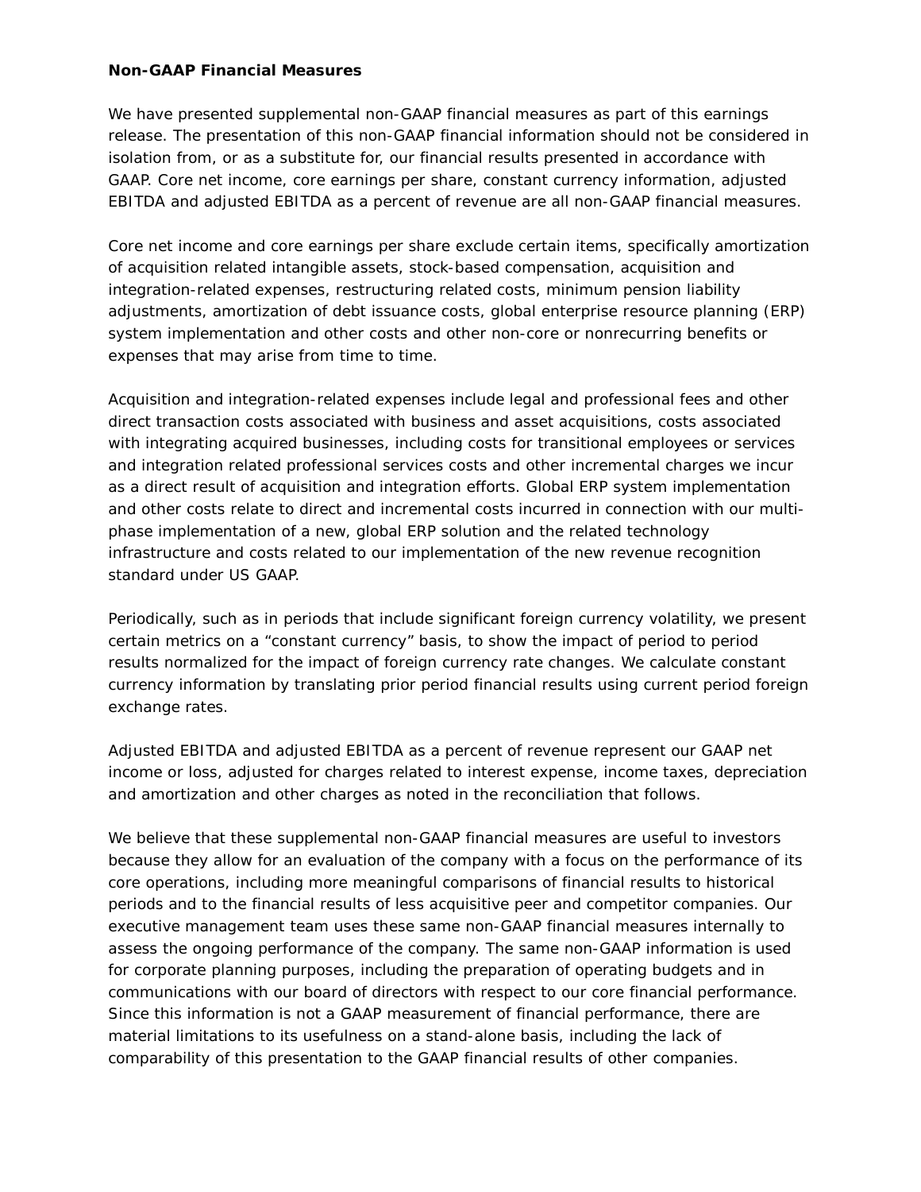**Non-GAAP Financial Measures**

We have presented supplemental non-GAAP financial measures as part of this earnings release. The presentation of this non-GAAP financial information should not be considered in isolation from, or as a substitute for, our financial results presented in accordance with GAAP. Core net income, core earnings per share, constant currency information, adjusted EBITDA and adjusted EBITDA as a percent of revenue are all non-GAAP financial measures.

Core net income and core earnings per share exclude certain items, specifically amortization of acquisition related intangible assets, stock-based compensation, acquisition and integration-related expenses, restructuring related costs, minimum pension liability adjustments, amortization of debt issuance costs, global enterprise resource planning (ERP) system implementation and other costs and other non-core or nonrecurring benefits or expenses that may arise from time to time.

Acquisition and integration-related expenses include legal and professional fees and other direct transaction costs associated with business and asset acquisitions, costs associated with integrating acquired businesses, including costs for transitional employees or services and integration related professional services costs and other incremental charges we incur as a direct result of acquisition and integration efforts. Global ERP system implementation and other costs relate to direct and incremental costs incurred in connection with our multi-phase implementation of a new, global ERP solution and the related technology infrastructure and costs related to our implementation of the new revenue recognition standard under US GAAP.

Periodically, such as in periods that include significant foreign currency volatility, we present certain metrics on a "constant currency" basis, to show the impact of period to period results normalized for the impact of foreign currency rate changes. We calculate constant currency information by translating prior period financial results using current period foreign exchange rates.

Adjusted EBITDA and adjusted EBITDA as a percent of revenue represent our GAAP net income or loss, adjusted for charges related to interest expense, income taxes, depreciation and amortization and other charges as noted in the reconciliation that follows.

We believe that these supplemental non-GAAP financial measures are useful to investors because they allow for an evaluation of the company with a focus on the performance of its core operations, including more meaningful comparisons of financial results to historical periods and to the financial results of less acquisitive peer and competitor companies. Our executive management team uses these same non-GAAP financial measures internally to assess the ongoing performance of the company. The same non-GAAP information is used for corporate planning purposes, including the preparation of operating budgets and in communications with our board of directors with respect to our core financial performance. Since this information is not a GAAP measurement of financial performance, there are material limitations to its usefulness on a stand-alone basis, including the lack of comparability of this presentation to the GAAP financial results of other companies.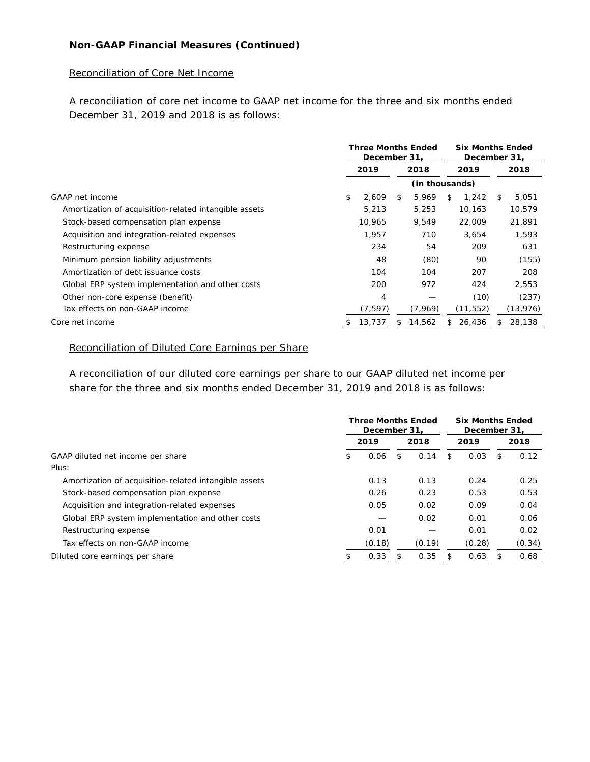**Non-GAAP Financial Measures (Continued)**

Reconciliation of Core Net Income

A reconciliation of core net income to GAAP net income for the three and six months ended December 31, 2019 and 2018 is as follows:

| | Three Months Ended December 31, | | Six Months Ended December 31, | |
|---|---|---|---|---|
| | 2019 | 2018 | 2019 | 2018 |
| | (in thousands) | | | |
| GAAP net income | $ 2,609 | $ 5,969 | $ 1,242 | $ 5,051 |
| Amortization of acquisition-related intangible assets | 5,213 | 5,253 | 10,163 | 10,579 |
| Stock-based compensation plan expense | 10,965 | 9,549 | 22,009 | 21,891 |
| Acquisition and integration-related expenses | 1,957 | 710 | 3,654 | 1,593 |
| Restructuring expense | 234 | 54 | 209 | 631 |
| Minimum pension liability adjustments | 48 | (80) | 90 | (155) |
| Amortization of debt issuance costs | 104 | 104 | 207 | 208 |
| Global ERP system implementation and other costs | 200 | 972 | 424 | 2,553 |
| Other non-core expense (benefit) | 4 | — | (10) | (237) |
| Tax effects on non-GAAP income | (7,597) | (7,969) | (11,552) | (13,976) |
| Core net income | $ 13,737 | $ 14,562 | $ 26,436 | $ 28,138 |

Reconciliation of Diluted Core Earnings per Share

A reconciliation of our diluted core earnings per share to our GAAP diluted net income per share for the three and six months ended December 31, 2019 and 2018 is as follows:

| | Three Months Ended December 31, | | Six Months Ended December 31, | |
|---|---|---|---|---|
| | 2019 | 2018 | 2019 | 2018 |
| GAAP diluted net income per share | $ 0.06 | $ 0.14 | $ 0.03 | $ 0.12 |
| Plus: | | | | |
| Amortization of acquisition-related intangible assets | 0.13 | 0.13 | 0.24 | 0.25 |
| Stock-based compensation plan expense | 0.26 | 0.23 | 0.53 | 0.53 |
| Acquisition and integration-related expenses | 0.05 | 0.02 | 0.09 | 0.04 |
| Global ERP system implementation and other costs | — | 0.02 | 0.01 | 0.06 |
| Restructuring expense | 0.01 | — | 0.01 | 0.02 |
| Tax effects on non-GAAP income | (0.18) | (0.19) | (0.28) | (0.34) |
| Diluted core earnings per share | $ 0.33 | $ 0.35 | $ 0.63 | $ 0.68 |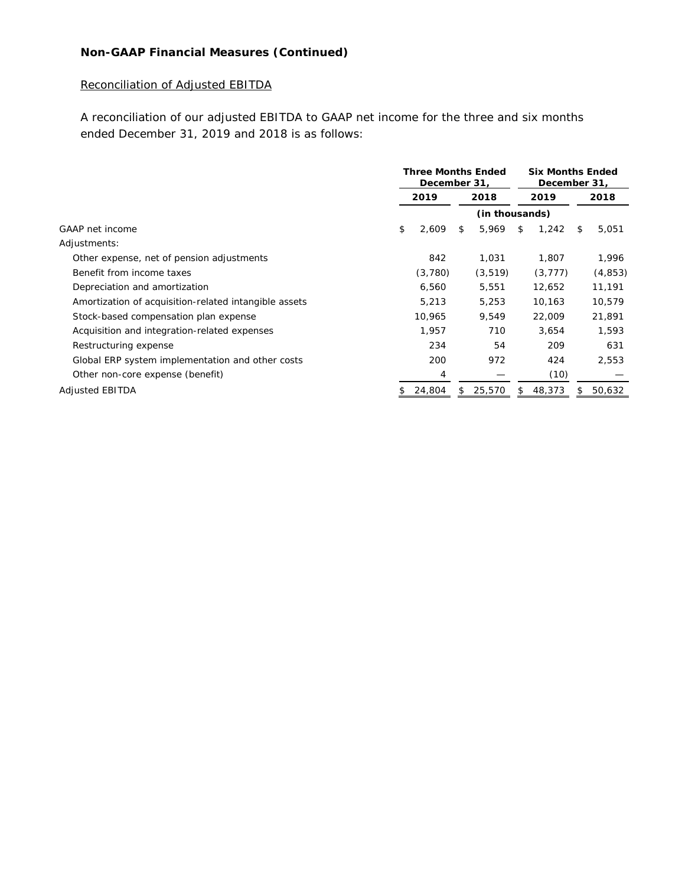**Non-GAAP Financial Measures (Continued)**

Reconciliation of Adjusted EBITDA

A reconciliation of our adjusted EBITDA to GAAP net income for the three and six months ended December 31, 2019 and 2018 is as follows:

| | Three Months Ended December 31, | | Six Months Ended December 31, | |
|---|---|---|---|---|
| | 2019 | 2018 | 2019 | 2018 |
| | (in thousands) | | | |
| GAAP net income | $ 2,609 | $ 5,969 | $ 1,242 | $ 5,051 |
| Adjustments: | | | | |
| Other expense, net of pension adjustments | 842 | 1,031 | 1,807 | 1,996 |
| Benefit from income taxes | (3,780) | (3,519) | (3,777) | (4,853) |
| Depreciation and amortization | 6,560 | 5,551 | 12,652 | 11,191 |
| Amortization of acquisition-related intangible assets | 5,213 | 5,253 | 10,163 | 10,579 |
| Stock-based compensation plan expense | 10,965 | 9,549 | 22,009 | 21,891 |
| Acquisition and integration-related expenses | 1,957 | 710 | 3,654 | 1,593 |
| Restructuring expense | 234 | 54 | 209 | 631 |
| Global ERP system implementation and other costs | 200 | 972 | 424 | 2,553 |
| Other non-core expense (benefit) | 4 | — | (10) | — |
| Adjusted EBITDA | $ 24,804 | $ 25,570 | $ 48,373 | $ 50,632 |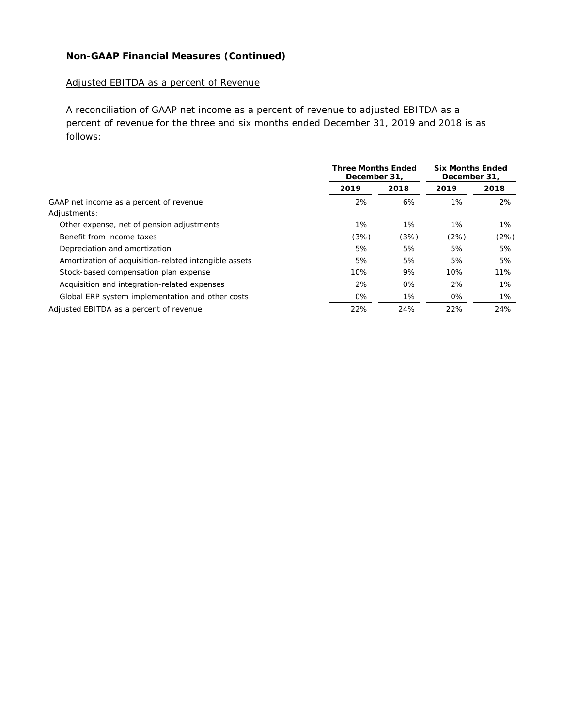**Non-GAAP Financial Measures (Continued)**

Adjusted EBITDA as a percent of Revenue

A reconciliation of GAAP net income as a percent of revenue to adjusted EBITDA as a percent of revenue for the three and six months ended December 31, 2019 and 2018 is as follows:

| | Three Months Ended December 31, | | Six Months Ended December 31, | |
|---|---|---|---|---|
| | 2019 | 2018 | 2019 | 2018 |
| GAAP net income as a percent of revenue | 2% | 6% | 1% | 2% |
| Adjustments: | | | | |
| Other expense, net of pension adjustments | 1% | 1% | 1% | 1% |
| Benefit from income taxes | (3%) | (3%) | (2%) | (2%) |
| Depreciation and amortization | 5% | 5% | 5% | 5% |
| Amortization of acquisition-related intangible assets | 5% | 5% | 5% | 5% |
| Stock-based compensation plan expense | 10% | 9% | 10% | 11% |
| Acquisition and integration-related expenses | 2% | 0% | 2% | 1% |
| Global ERP system implementation and other costs | 0% | 1% | 0% | 1% |
| Adjusted EBITDA as a percent of revenue | 22% | 24% | 22% | 24% |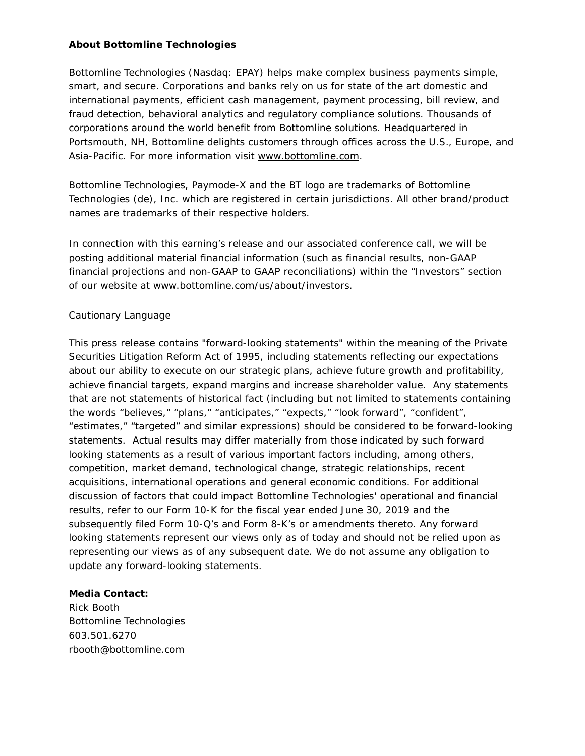**About Bottomline Technologies**

Bottomline Technologies (Nasdaq: EPAY) helps make complex business payments simple, smart, and secure. Corporations and banks rely on us for state of the art domestic and international payments, efficient cash management, payment processing, bill review, and fraud detection, behavioral analytics and regulatory compliance solutions. Thousands of corporations around the world benefit from Bottomline solutions. Headquartered in Portsmouth, NH, Bottomline delights customers through offices across the U.S., Europe, and Asia-Pacific. For more information visit www.bottomline.com.

Bottomline Technologies, Paymode-X and the BT logo are trademarks of Bottomline Technologies (de), Inc. which are registered in certain jurisdictions. All other brand/product names are trademarks of their respective holders.

In connection with this earning's release and our associated conference call, we will be posting additional material financial information (such as financial results, non-GAAP financial projections and non-GAAP to GAAP reconciliations) within the "Investors" section of our website at www.bottomline.com/us/about/investors.

Cautionary Language

This press release contains "forward-looking statements" within the meaning of the Private Securities Litigation Reform Act of 1995, including statements reflecting our expectations about our ability to execute on our strategic plans, achieve future growth and profitability, achieve financial targets, expand margins and increase shareholder value. Any statements that are not statements of historical fact (including but not limited to statements containing the words "believes," "plans," "anticipates," "expects," "look forward", "confident", "estimates," "targeted" and similar expressions) should be considered to be forward-looking statements. Actual results may differ materially from those indicated by such forward looking statements as a result of various important factors including, among others, competition, market demand, technological change, strategic relationships, recent acquisitions, international operations and general economic conditions. For additional discussion of factors that could impact Bottomline Technologies' operational and financial results, refer to our Form 10-K for the fiscal year ended June 30, 2019 and the subsequently filed Form 10-Q's and Form 8-K's or amendments thereto. Any forward looking statements represent our views only as of today and should not be relied upon as representing our views as of any subsequent date. We do not assume any obligation to update any forward-looking statements.

**Media Contact:**
Rick Booth
Bottomline Technologies
603.501.6270
rbooth@bottomline.com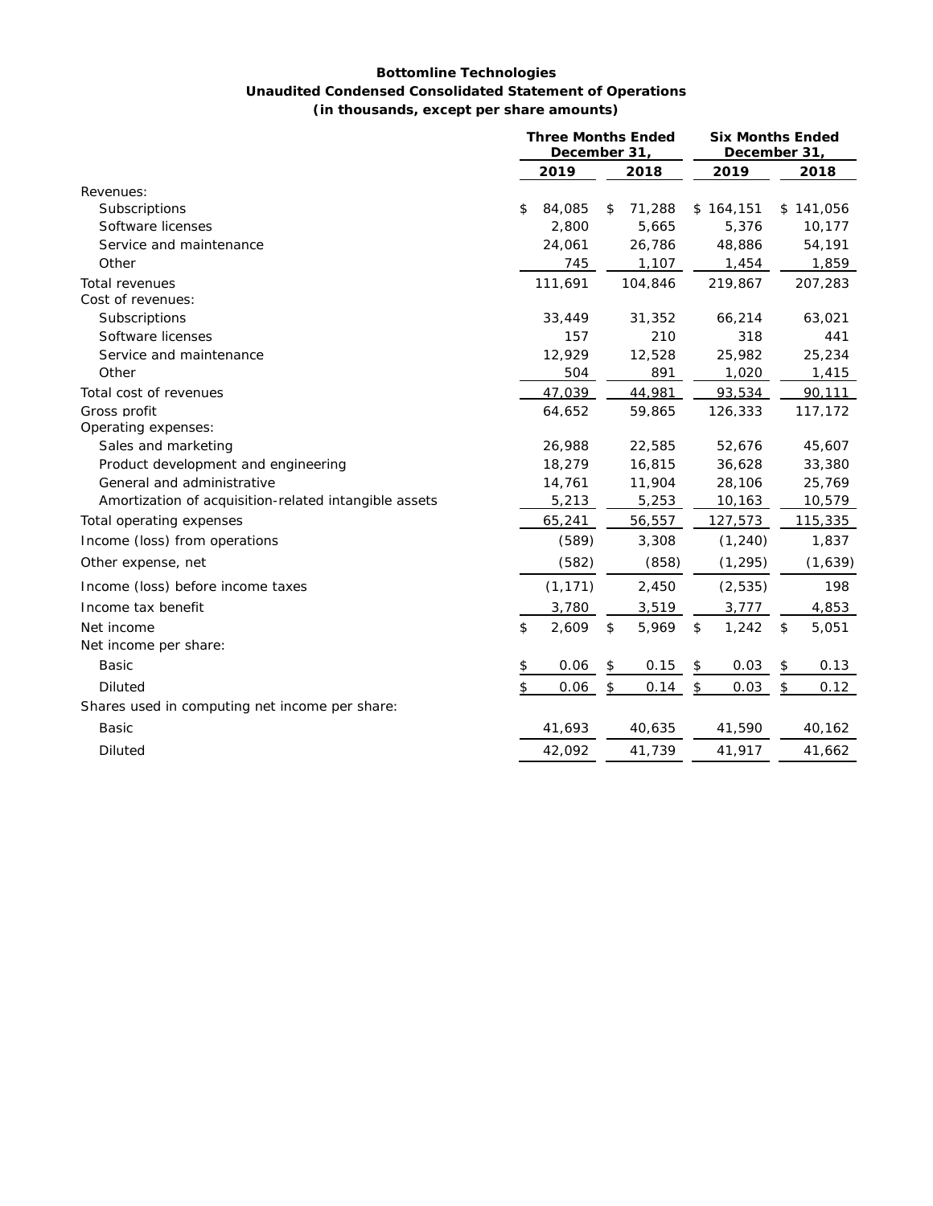**Bottomline Technologies**
**Unaudited Condensed Consolidated Statement of Operations**
**(in thousands, except per share amounts)**

| | Three Months Ended December 31, | | Six Months Ended December 31, | |
|---|---|---|---|---|
| | 2019 | 2018 | 2019 | 2018 |
| Revenues: | | | | |
| Subscriptions | $ 84,085 | $ 71,288 | $ 164,151 | $ 141,056 |
| Software licenses | 2,800 | 5,665 | 5,376 | 10,177 |
| Service and maintenance | 24,061 | 26,786 | 48,886 | 54,191 |
| Other | 745 | 1,107 | 1,454 | 1,859 |
| Total revenues | 111,691 | 104,846 | 219,867 | 207,283 |
| Cost of revenues: | | | | |
| Subscriptions | 33,449 | 31,352 | 66,214 | 63,021 |
| Software licenses | 157 | 210 | 318 | 441 |
| Service and maintenance | 12,929 | 12,528 | 25,982 | 25,234 |
| Other | 504 | 891 | 1,020 | 1,415 |
| Total cost of revenues | 47,039 | 44,981 | 93,534 | 90,111 |
| Gross profit | 64,652 | 59,865 | 126,333 | 117,172 |
| Operating expenses: | | | | |
| Sales and marketing | 26,988 | 22,585 | 52,676 | 45,607 |
| Product development and engineering | 18,279 | 16,815 | 36,628 | 33,380 |
| General and administrative | 14,761 | 11,904 | 28,106 | 25,769 |
| Amortization of acquisition-related intangible assets | 5,213 | 5,253 | 10,163 | 10,579 |
| Total operating expenses | 65,241 | 56,557 | 127,573 | 115,335 |
| Income (loss) from operations | (589) | 3,308 | (1,240) | 1,837 |
| Other expense, net | (582) | (858) | (1,295) | (1,639) |
| Income (loss) before income taxes | (1,171) | 2,450 | (2,535) | 198 |
| Income tax benefit | 3,780 | 3,519 | 3,777 | 4,853 |
| Net income | $ 2,609 | $ 5,969 | $ 1,242 | $ 5,051 |
| Net income per share: | | | | |
| Basic | $ 0.06 | $ 0.15 | $ 0.03 | $ 0.13 |
| Diluted | $ 0.06 | $ 0.14 | $ 0.03 | $ 0.12 |
| Shares used in computing net income per share: | | | | |
| Basic | 41,693 | 40,635 | 41,590 | 40,162 |
| Diluted | 42,092 | 41,739 | 41,917 | 41,662 |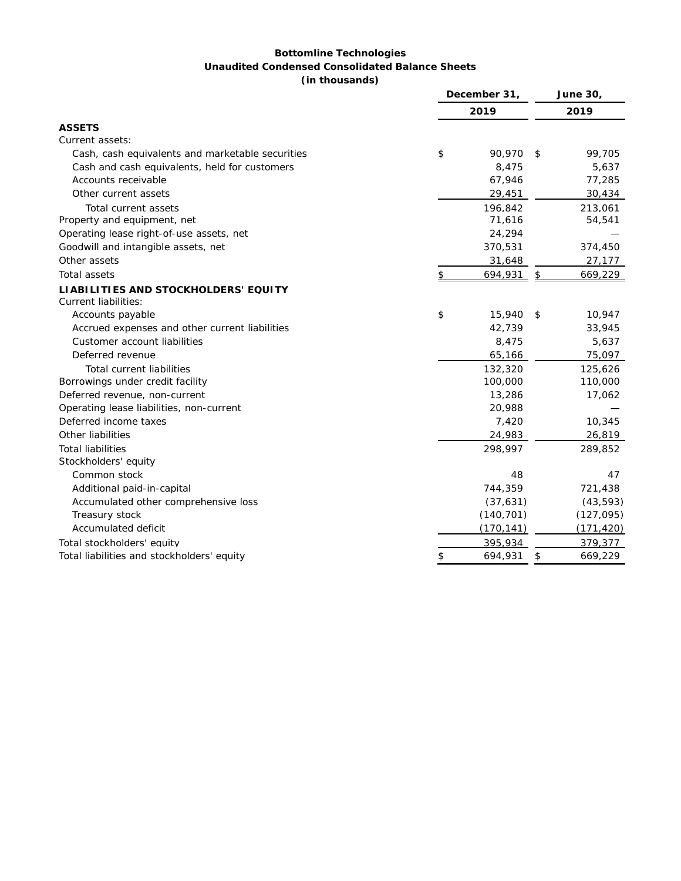**Bottomline Technologies**
**Unaudited Condensed Consolidated Balance Sheets**
**(in thousands)**

| | December 31, 2019 | June 30, 2019 |
|---|---|---|
| **ASSETS** | | |
| Current assets: | | |
| Cash, cash equivalents and marketable securities | $ 90,970 | $ 99,705 |
| Cash and cash equivalents, held for customers | 8,475 | 5,637 |
| Accounts receivable | 67,946 | 77,285 |
| Other current assets | 29,451 | 30,434 |
| Total current assets | 196,842 | 213,061 |
| Property and equipment, net | 71,616 | 54,541 |
| Operating lease right-of-use assets, net | 24,294 | — |
| Goodwill and intangible assets, net | 370,531 | 374,450 |
| Other assets | 31,648 | 27,177 |
| Total assets | $ 694,931 | $ 669,229 |
| **LIABILITIES AND STOCKHOLDERS' EQUITY** | | |
| Current liabilities: | | |
| Accounts payable | $ 15,940 | $ 10,947 |
| Accrued expenses and other current liabilities | 42,739 | 33,945 |
| Customer account liabilities | 8,475 | 5,637 |
| Deferred revenue | 65,166 | 75,097 |
| Total current liabilities | 132,320 | 125,626 |
| Borrowings under credit facility | 100,000 | 110,000 |
| Deferred revenue, non-current | 13,286 | 17,062 |
| Operating lease liabilities, non-current | 20,988 | — |
| Deferred income taxes | 7,420 | 10,345 |
| Other liabilities | 24,983 | 26,819 |
| Total liabilities | 298,997 | 289,852 |
| Stockholders' equity | | |
| Common stock | 48 | 47 |
| Additional paid-in-capital | 744,359 | 721,438 |
| Accumulated other comprehensive loss | (37,631) | (43,593) |
| Treasury stock | (140,701) | (127,095) |
| Accumulated deficit | (170,141) | (171,420) |
| Total stockholders' equity | 395,934 | 379,377 |
| Total liabilities and stockholders' equity | $ 694,931 | $ 669,229 |